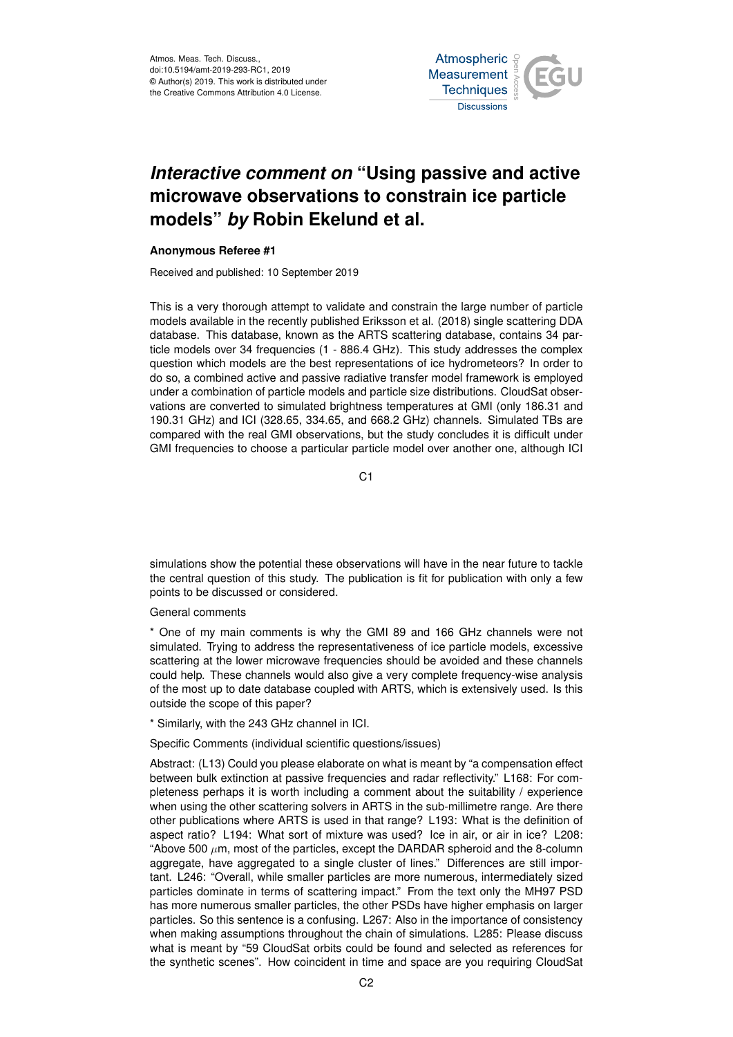Atmos. Meas. Tech. Discuss.,
doi:10.5194/amt-2019-293-RC1, 2019
© Author(s) 2019. This work is distributed under
the Creative Commons Attribution 4.0 License.

# *Interactive comment on* "Using passive and active microwave observations to constrain ice particle models" *by* Robin Ekelund et al.

**Anonymous Referee #1**

Received and published: 10 September 2019

This is a very thorough attempt to validate and constrain the large number of particle models available in the recently published Eriksson et al. (2018) single scattering DDA database. This database, known as the ARTS scattering database, contains 34 particle models over 34 frequencies (1 - 886.4 GHz). This study addresses the complex question which models are the best representations of ice hydrometeors? In order to do so, a combined active and passive radiative transfer model framework is employed under a combination of particle models and particle size distributions. CloudSat observations are converted to simulated brightness temperatures at GMI (only 186.31 and 190.31 GHz) and ICI (328.65, 334.65, and 668.2 GHz) channels. Simulated TBs are compared with the real GMI observations, but the study concludes it is difficult under GMI frequencies to choose a particular particle model over another one, although ICI simulations show the potential these observations will have in the near future to tackle the central question of this study. The publication is fit for publication with only a few points to be discussed or considered.

General comments

* One of my main comments is why the GMI 89 and 166 GHz channels were not simulated. Trying to address the representativeness of ice particle models, excessive scattering at the lower microwave frequencies should be avoided and these channels could help. These channels would also give a very complete frequency-wise analysis of the most up to date database coupled with ARTS, which is extensively used. Is this outside the scope of this paper?

* Similarly, with the 243 GHz channel in ICI.

Specific Comments (individual scientific questions/issues)

Abstract: (L13) Could you please elaborate on what is meant by "a compensation effect between bulk extinction at passive frequencies and radar reflectivity." L168: For completeness perhaps it is worth including a comment about the suitability / experience when using the other scattering solvers in ARTS in the sub-millimetre range. Are there other publications where ARTS is used in that range? L193: What is the definition of aspect ratio? L194: What sort of mixture was used? Ice in air, or air in ice? L208: "Above 500 $\mu$m, most of the particles, except the DARDAR spheroid and the 8-column aggregate, have aggregated to a single cluster of lines." Differences are still important. L246: "Overall, while smaller particles are more numerous, intermediately sized particles dominate in terms of scattering impact." From the text only the MH97 PSD has more numerous smaller particles, the other PSDs have higher emphasis on larger particles. So this sentence is a confusing. L267: Also in the importance of consistency when making assumptions throughout the chain of simulations. L285: Please discuss what is meant by "59 CloudSat orbits could be found and selected as references for the synthetic scenes". How coincident in time and space are you requiring CloudSat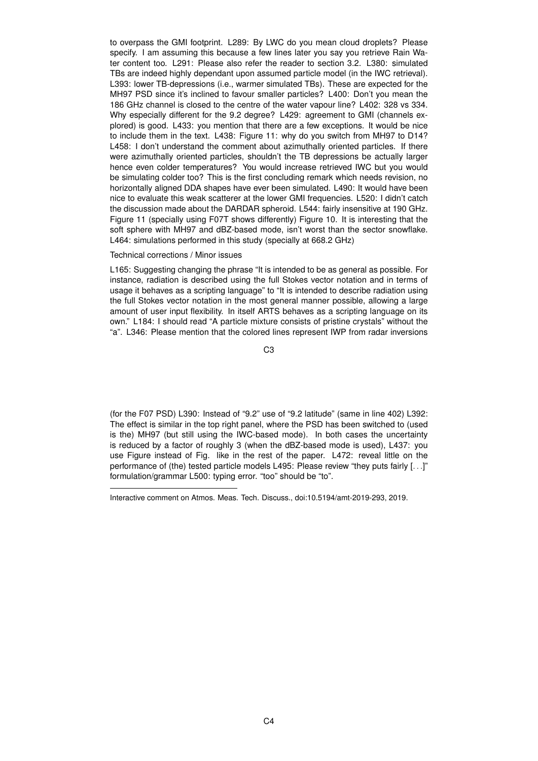to overpass the GMI footprint. L289: By LWC do you mean cloud droplets? Please specify. I am assuming this because a few lines later you say you retrieve Rain Water content too. L291: Please also refer the reader to section 3.2. L380: simulated TBs are indeed highly dependant upon assumed particle model (in the IWC retrieval). L393: lower TB-depressions (i.e., warmer simulated TBs). These are expected for the MH97 PSD since it's inclined to favour smaller particles? L400: Don't you mean the 186 GHz channel is closed to the centre of the water vapour line? L402: 328 vs 334. Why especially different for the 9.2 degree? L429: agreement to GMI (channels explored) is good. L433: you mention that there are a few exceptions. It would be nice to include them in the text. L438: Figure 11: why do you switch from MH97 to D14? L458: I don't understand the comment about azimuthally oriented particles. If there were azimuthally oriented particles, shouldn't the TB depressions be actually larger hence even colder temperatures? You would increase retrieved IWC but you would be simulating colder too? This is the first concluding remark which needs revision, no horizontally aligned DDA shapes have ever been simulated. L490: It would have been nice to evaluate this weak scatterer at the lower GMI frequencies. L520: I didn't catch the discussion made about the DARDAR spheroid. L544: fairly insensitive at 190 GHz. Figure 11 (specially using F07T shows differently) Figure 10. It is interesting that the soft sphere with MH97 and dBZ-based mode, isn't worst than the sector snowflake. L464: simulations performed in this study (specially at 668.2 GHz)

Technical corrections / Minor issues

L165: Suggesting changing the phrase "It is intended to be as general as possible. For instance, radiation is described using the full Stokes vector notation and in terms of usage it behaves as a scripting language" to "It is intended to describe radiation using the full Stokes vector notation in the most general manner possible, allowing a large amount of user input flexibility. In itself ARTS behaves as a scripting language on its own." L184: I should read "A particle mixture consists of pristine crystals" without the "a". L346: Please mention that the colored lines represent IWP from radar inversions (for the F07 PSD) L390: Instead of "9.2" use of "9.2 latitude" (same in line 402) L392: The effect is similar in the top right panel, where the PSD has been switched to (used is the) MH97 (but still using the IWC-based mode). In both cases the uncertainty is reduced by a factor of roughly 3 (when the dBZ-based mode is used), L437: you use Figure instead of Fig. like in the rest of the paper. L472: reveal little on the performance of (the) tested particle models L495: Please review "they puts fairly [. . .]" formulation/grammar L500: typing error. "too" should be "to".

---

Interactive comment on Atmos. Meas. Tech. Discuss., doi:10.5194/amt-2019-293, 2019.